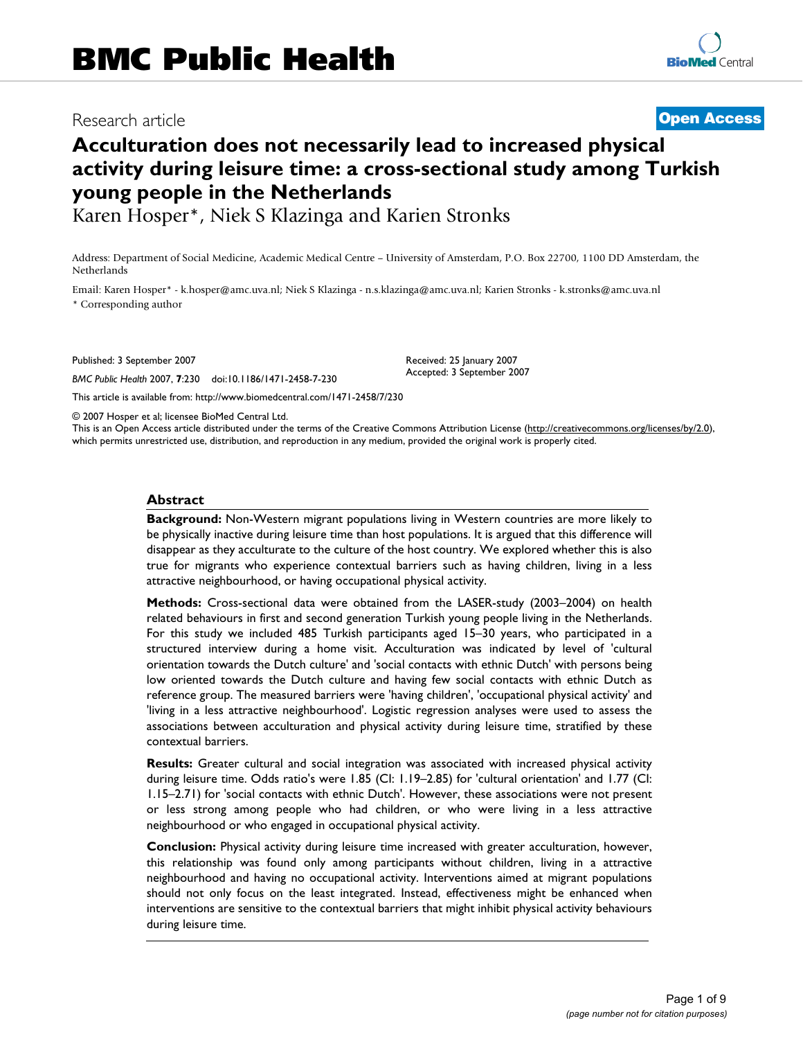# BMC Public Health

Research article **Open Access**

# Acculturation does not necessarily lead to increased physical activity during leisure time: a cross-sectional study among Turkish young people in the Netherlands

Karen Hosper*, Niek S Klazinga and Karien Stronks

Address: Department of Social Medicine, Academic Medical Centre – University of Amsterdam, P.O. Box 22700, 1100 DD Amsterdam, the Netherlands

Email: Karen Hosper* - k.hosper@amc.uva.nl; Niek S Klazinga - n.s.klazinga@amc.uva.nl; Karien Stronks - k.stronks@amc.uva.nl

* Corresponding author

Published: 3 September 2007

*BMC Public Health* 2007, **7**:230 doi:10.1186/1471-2458-7-230

Received: 25 January 2007
Accepted: 3 September 2007

This article is available from: http://www.biomedcentral.com/1471-2458/7/230

© 2007 Hosper et al; licensee BioMed Central Ltd.

This is an Open Access article distributed under the terms of the Creative Commons Attribution License (http://creativecommons.org/licenses/by/2.0), which permits unrestricted use, distribution, and reproduction in any medium, provided the original work is properly cited.

## Abstract

**Background:** Non-Western migrant populations living in Western countries are more likely to be physically inactive during leisure time than host populations. It is argued that this difference will disappear as they acculturate to the culture of the host country. We explored whether this is also true for migrants who experience contextual barriers such as having children, living in a less attractive neighbourhood, or having occupational physical activity.

**Methods:** Cross-sectional data were obtained from the LASER-study (2003–2004) on health related behaviours in first and second generation Turkish young people living in the Netherlands. For this study we included 485 Turkish participants aged 15–30 years, who participated in a structured interview during a home visit. Acculturation was indicated by level of 'cultural orientation towards the Dutch culture' and 'social contacts with ethnic Dutch' with persons being low oriented towards the Dutch culture and having few social contacts with ethnic Dutch as reference group. The measured barriers were 'having children', 'occupational physical activity' and 'living in a less attractive neighbourhood'. Logistic regression analyses were used to assess the associations between acculturation and physical activity during leisure time, stratified by these contextual barriers.

**Results:** Greater cultural and social integration was associated with increased physical activity during leisure time. Odds ratio's were 1.85 (CI: 1.19–2.85) for 'cultural orientation' and 1.77 (CI: 1.15–2.71) for 'social contacts with ethnic Dutch'. However, these associations were not present or less strong among people who had children, or who were living in a less attractive neighbourhood or who engaged in occupational physical activity.

**Conclusion:** Physical activity during leisure time increased with greater acculturation, however, this relationship was found only among participants without children, living in a attractive neighbourhood and having no occupational physical activity. Interventions aimed at migrant populations should not only focus on the least integrated. Instead, effectiveness might be enhanced when interventions are sensitive to the contextual barriers that might inhibit physical activity behaviours during leisure time.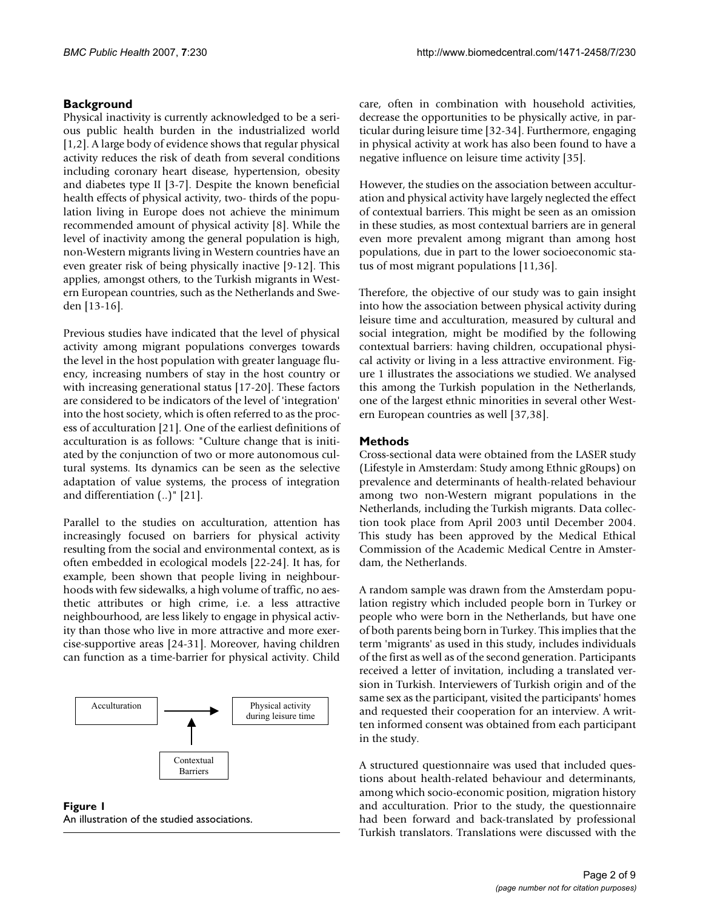## Background

Physical inactivity is currently acknowledged to be a serious public health burden in the industrialized world [1,2]. A large body of evidence shows that regular physical activity reduces the risk of death from several conditions including coronary heart disease, hypertension, obesity and diabetes type II [3-7]. Despite the known beneficial health effects of physical activity, two- thirds of the population living in Europe does not achieve the minimum recommended amount of physical activity [8]. While the level of inactivity among the general population is high, non-Western migrants living in Western countries have an even greater risk of being physically inactive [9-12]. This applies, amongst others, to the Turkish migrants in Western European countries, such as the Netherlands and Sweden [13-16].

Previous studies have indicated that the level of physical activity among migrant populations converges towards the level in the host population with greater language fluency, increasing numbers of stay in the host country or with increasing generational status [17-20]. These factors are considered to be indicators of the level of 'integration' into the host society, which is often referred to as the process of acculturation [21]. One of the earliest definitions of acculturation is as follows: "Culture change that is initiated by the conjunction of two or more autonomous cultural systems. Its dynamics can be seen as the selective adaptation of value systems, the process of integration and differentiation (..)" [21].

Parallel to the studies on acculturation, attention has increasingly focused on barriers for physical activity resulting from the social and environmental context, as is often embedded in ecological models [22-24]. It has, for example, been shown that people living in neighbourhoods with few sidewalks, a high volume of traffic, no aesthetic attributes or high crime, i.e. a less attractive neighbourhood, are less likely to engage in physical activity than those who live in more attractive and more exercise-supportive areas [24-31]. Moreover, having children can function as a time-barrier for physical activity. Child care, often in combination with household activities, decrease the opportunities to be physically active, in particular during leisure time [32-34]. Furthermore, engaging in physical activity at work has also been found to have a negative influence on leisure time activity [35].

However, the studies on the association between acculturation and physical activity have largely neglected the effect of contextual barriers. This might be seen as an omission in these studies, as most contextual barriers are in general even more prevalent among migrant than among host populations, due in part to the lower socioeconomic status of most migrant populations [11,36].

Therefore, the objective of our study was to gain insight into how the association between physical activity during leisure time and acculturation, measured by cultural and social integration, might be modified by the following contextual barriers: having children, occupational physical activity or living in a less attractive environment. Figure 1 illustrates the associations we studied. We analysed this among the Turkish population in the Netherlands, one of the largest ethnic minorities in several other Western European countries as well [37,38].

Acculturation → Physical activity during leisure time

↑

Contextual Barriers

**Figure 1**
An illustration of the studied associations.

## Methods

Cross-sectional data were obtained from the LASER study (Lifestyle in Amsterdam: Study among Ethnic gRoups) on prevalence and determinants of health-related behaviour among two non-Western migrant populations in the Netherlands, including the Turkish migrants. Data collection took place from April 2003 until December 2004. This study has been approved by the Medical Ethical Commission of the Academic Medical Centre in Amsterdam, the Netherlands.

A random sample was drawn from the Amsterdam population registry which included people born in Turkey or people who were born in the Netherlands, but have one of both parents being born in Turkey. This implies that the term 'migrants' as used in this study, includes individuals of the first as well as of the second generation. Participants received a letter of invitation, including a translated version in Turkish. Interviewers of Turkish origin and of the same sex as the participant, visited the participants' homes and requested their cooperation for an interview. A written informed consent was obtained from each participant in the study.

A structured questionnaire was used that included questions about health-related behaviour and determinants, among which socio-economic position, migration history and acculturation. Prior to the study, the questionnaire had been forward and back-translated by professional Turkish translators. Translations were discussed with the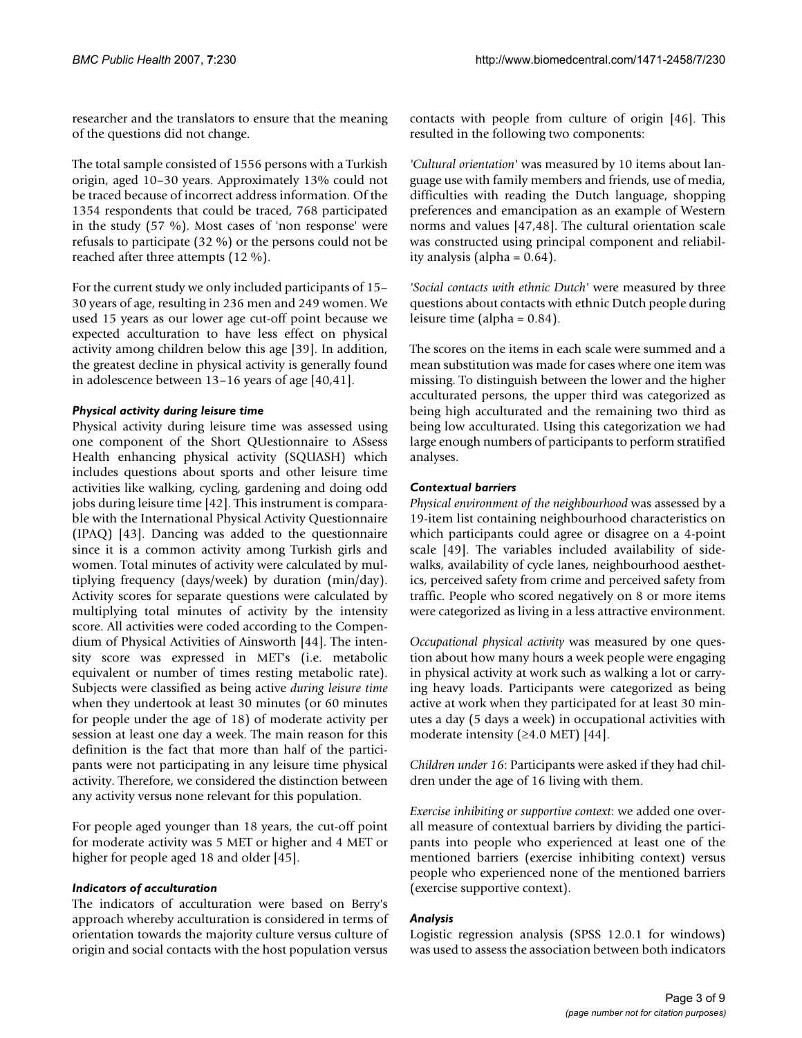researcher and the translators to ensure that the meaning of the questions did not change.

The total sample consisted of 1556 persons with a Turkish origin, aged 10–30 years. Approximately 13% could not be traced because of incorrect address information. Of the 1354 respondents that could be traced, 768 participated in the study (57 %). Most cases of 'non response' were refusals to participate (32 %) or the persons could not be reached after three attempts (12 %).

For the current study we only included participants of 15–30 years of age, resulting in 236 men and 249 women. We used 15 years as our lower age cut-off point because we expected acculturation to have less effect on physical activity among children below this age [39]. In addition, the greatest decline in physical activity is generally found in adolescence between 13–16 years of age [40,41].

### *Physical activity during leisure time*

Physical activity during leisure time was assessed using one component of the Short QUestionnaire to ASsess Health enhancing physical activity (SQUASH) which includes questions about sports and other leisure time activities like walking, cycling, gardening and doing odd jobs during leisure time [42]. This instrument is comparable with the International Physical Activity Questionnaire (IPAQ) [43]. Dancing was added to the questionnaire since it is a common activity among Turkish girls and women. Total minutes of activity were calculated by multiplying frequency (days/week) by duration (min/day). Activity scores for separate questions were calculated by multiplying total minutes of activity by the intensity score. All activities were coded according to the Compendium of Physical Activities of Ainsworth [44]. The intensity score was expressed in MET's (i.e. metabolic equivalent or number of times resting metabolic rate). Subjects were classified as being active *during leisure time* when they undertook at least 30 minutes (or 60 minutes for people under the age of 18) of moderate activity per session at least one day a week. The main reason for this definition is the fact that more than half of the participants were not participating in any leisure time physical activity. Therefore, we considered the distinction between any activity versus none relevant for this population.

For people aged younger than 18 years, the cut-off point for moderate activity was 5 MET or higher and 4 MET or higher for people aged 18 and older [45].

### *Indicators of acculturation*

The indicators of acculturation were based on Berry's approach whereby acculturation is considered in terms of orientation towards the majority culture versus culture of origin and social contacts with the host population versus contacts with people from culture of origin [46]. This resulted in the following two components:

*'Cultural orientation'* was measured by 10 items about language use with family members and friends, use of media, difficulties with reading the Dutch language, shopping preferences and emancipation as an example of Western norms and values [47,48]. The cultural orientation scale was constructed using principal component and reliability analysis (alpha = 0.64).

*'Social contacts with ethnic Dutch'* were measured by three questions about contacts with ethnic Dutch people during leisure time (alpha = 0.84).

The scores on the items in each scale were summed and a mean substitution was made for cases where one item was missing. To distinguish between the lower and the higher acculturated persons, the upper third was categorized as being high acculturated and the remaining two third as being low acculturated. Using this categorization we had large enough numbers of participants to perform stratified analyses.

### *Contextual barriers*

*Physical environment of the neighbourhood* was assessed by a 19-item list containing neighbourhood characteristics on which participants could agree or disagree on a 4-point scale [49]. The variables included availability of sidewalks, availability of cycle lanes, neighbourhood aesthetics, perceived safety from crime and perceived safety from traffic. People who scored negatively on 8 or more items were categorized as living in a less attractive environment.

*Occupational physical activity* was measured by one question about how many hours a week people were engaging in physical activity at work such as walking a lot or carrying heavy loads. Participants were categorized as being active at work when they participated for at least 30 minutes a day (5 days a week) in occupational activities with moderate intensity (≥4.0 MET) [44].

*Children under 16*: Participants were asked if they had children under the age of 16 living with them.

*Exercise inhibiting or supportive context*: we added one overall measure of contextual barriers by dividing the participants into people who experienced at least one of the mentioned barriers (exercise inhibiting context) versus people who experienced none of the mentioned barriers (exercise supportive context).

### *Analysis*

Logistic regression analysis (SPSS 12.0.1 for windows) was used to assess the association between both indicators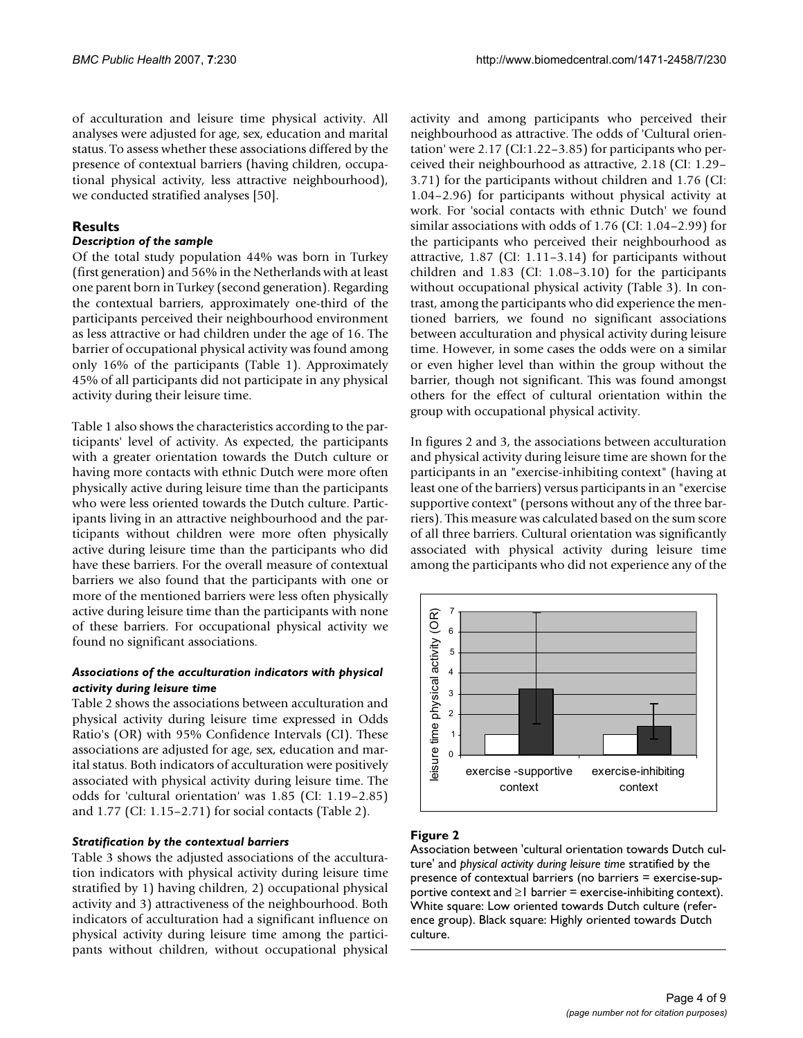of acculturation and leisure time physical activity. All analyses were adjusted for age, sex, education and marital status. To assess whether these associations differed by the presence of contextual barriers (having children, occupational physical activity, less attractive neighbourhood), we conducted stratified analyses [50].

## Results

### *Description of the sample*

Of the total study population 44% was born in Turkey (first generation) and 56% in the Netherlands with at least one parent born in Turkey (second generation). Regarding the contextual barriers, approximately one-third of the participants perceived their neighbourhood environment as less attractive or had children under the age of 16. The barrier of occupational physical activity was found among only 16% of the participants (Table 1). Approximately 45% of all participants did not participate in any physical activity during their leisure time.

Table 1 also shows the characteristics according to the participants' level of activity. As expected, the participants with a greater orientation towards the Dutch culture or having more contacts with ethnic Dutch were more often physically active during leisure time than the participants who were less oriented towards the Dutch culture. Participants living in an attractive neighbourhood and the participants without children were more often physically active during leisure time than the participants who did have these barriers. For the overall measure of contextual barriers we also found that the participants with one or more of the mentioned barriers were less often physically active during leisure time than the participants with none of these barriers. For occupational physical activity we found no significant associations.

### *Associations of the acculturation indicators with physical activity during leisure time*

Table 2 shows the associations between acculturation and physical activity during leisure time expressed in Odds Ratio's (OR) with 95% Confidence Intervals (CI). These associations are adjusted for age, sex, education and marital status. Both indicators of acculturation were positively associated with physical activity during leisure time. The odds for 'cultural orientation' was 1.85 (CI: 1.19–2.85) and 1.77 (CI: 1.15–2.71) for social contacts (Table 2).

### *Stratification by the contextual barriers*

Table 3 shows the adjusted associations of the acculturation indicators with physical activity during leisure time stratified by 1) having children, 2) occupational physical activity and 3) attractiveness of the neighbourhood. Both indicators of acculturation had a significant influence on physical activity during leisure time among the participants without children, without occupational physical activity and among participants who perceived their neighbourhood as attractive. The odds of 'Cultural orientation' were 2.17 (CI:1.22–3.85) for participants who perceived their neighbourhood as attractive, 2.18 (CI: 1.29–3.71) for the participants without children and 1.76 (CI: 1.04–2.96) for participants without physical activity at work. For 'social contacts with ethnic Dutch' we found similar associations with odds of 1.76 (CI: 1.04–2.99) for the participants who perceived their neighbourhood as attractive, 1.87 (CI: 1.11–3.14) for participants without children and 1.83 (CI: 1.08–3.10) for the participants without occupational physical activity (Table 3). In contrast, among the participants who did experience the mentioned barriers, we found no significant associations between acculturation and physical activity during leisure time. However, in some cases the odds were on a similar or even higher level than within the group without the barrier, though not significant. This was found amongst others for the effect of cultural orientation within the group with occupational physical activity.

In figures 2 and 3, the associations between acculturation and physical activity during leisure time are shown for the participants in an "exercise-inhibiting context" (having at least one of the barriers) versus participants in an "exercise supportive context" (persons without any of the three barriers). This measure was calculated based on the sum score of all three barriers. Cultural orientation was significantly associated with physical activity during leisure time among the participants who did not experience any of the

**Figure 2**

Association between 'cultural orientation towards Dutch culture' and *physical activity during leisure time* stratified by the presence of contextual barriers (no barriers = exercise-supportive context and ≥1 barrier = exercise-inhibiting context). White square: Low oriented towards Dutch culture (reference group). Black square: Highly oriented towards Dutch culture.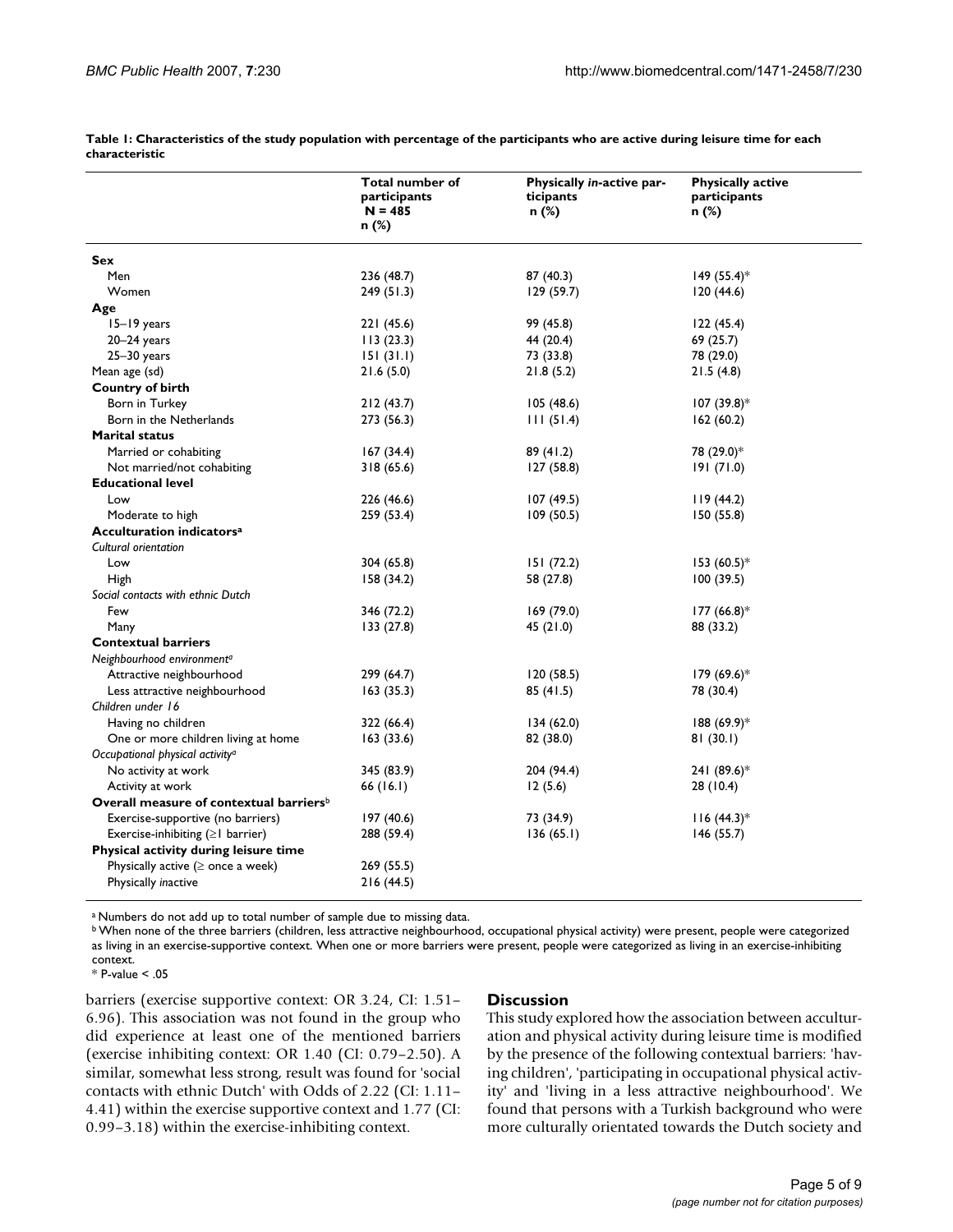**Table 1: Characteristics of the study population with percentage of the participants who are active during leisure time for each characteristic**

| | Total number of participants N = 485 n (%) | Physically *in*-active participants n (%) | Physically active participants n (%) |
|---|---|---|---|
| **Sex** | | | |
| Men | 236 (48.7) | 87 (40.3) | 149 (55.4)* |
| Women | 249 (51.3) | 129 (59.7) | 120 (44.6) |
| **Age** | | | |
| 15–19 years | 221 (45.6) | 99 (45.8) | 122 (45.4) |
| 20–24 years | 113 (23.3) | 44 (20.4) | 69 (25.7) |
| 25–30 years | 151 (31.1) | 73 (33.8) | 78 (29.0) |
| Mean age (sd) | 21.6 (5.0) | 21.8 (5.2) | 21.5 (4.8) |
| **Country of birth** | | | |
| Born in Turkey | 212 (43.7) | 105 (48.6) | 107 (39.8)* |
| Born in the Netherlands | 273 (56.3) | 111 (51.4) | 162 (60.2) |
| **Marital status** | | | |
| Married or cohabiting | 167 (34.4) | 89 (41.2) | 78 (29.0)* |
| Not married/not cohabiting | 318 (65.6) | 127 (58.8) | 191 (71.0) |
| **Educational level** | | | |
| Low | 226 (46.6) | 107 (49.5) | 119 (44.2) |
| Moderate to high | 259 (53.4) | 109 (50.5) | 150 (55.8) |
| **Acculturation indicators**[a] | | | |
| *Cultural orientation* | | | |
| Low | 304 (65.8) | 151 (72.2) | 153 (60.5)* |
| High | 158 (34.2) | 58 (27.8) | 100 (39.5) |
| *Social contacts with ethnic Dutch* | | | |
| Few | 346 (72.2) | 169 (79.0) | 177 (66.8)* |
| Many | 133 (27.8) | 45 (21.0) | 88 (33.2) |
| **Contextual barriers** | | | |
| *Neighbourhood environment*[a] | | | |
| Attractive neighbourhood | 299 (64.7) | 120 (58.5) | 179 (69.6)* |
| Less attractive neighbourhood | 163 (35.3) | 85 (41.5) | 78 (30.4) |
| *Children under 16* | | | |
| Having no children | 322 (66.4) | 134 (62.0) | 188 (69.9)* |
| One or more children living at home | 163 (33.6) | 82 (38.0) | 81 (30.1) |
| *Occupational physical activity*[a] | | | |
| No activity at work | 345 (83.9) | 204 (94.4) | 241 (89.6)* |
| Activity at work | 66 (16.1) | 12 (5.6) | 28 (10.4) |
| **Overall measure of contextual barriers**[b] | | | |
| Exercise-supportive (no barriers) | 197 (40.6) | 73 (34.9) | 116 (44.3)* |
| Exercise-inhibiting (≥1 barrier) | 288 (59.4) | 136 (65.1) | 146 (55.7) |
| **Physical activity during leisure time** | | | |
| Physically active (≥ once a week) | 269 (55.5) | | |
| Physically *in*active | 216 (44.5) | | |

[a] Numbers do not add up to total number of sample due to missing data.
[b] When none of the three barriers (children, less attractive neighbourhood, occupational physical activity) were present, people were categorized as living in an exercise-supportive context. When one or more barriers were present, people were categorized as living in an exercise-inhibiting context.
* P-value < .05

barriers (exercise supportive context: OR 3.24, CI: 1.51–6.96). This association was not found in the group who did experience at least one of the mentioned barriers (exercise inhibiting context: OR 1.40 (CI: 0.79–2.50). A similar, somewhat less strong, result was found for 'social contacts with ethnic Dutch' with Odds of 2.22 (CI: 1.11–4.41) within the exercise supportive context and 1.77 (CI: 0.99–3.18) within the exercise-inhibiting context.

## Discussion

This study explored how the association between acculturation and physical activity during leisure time is modified by the presence of the following contextual barriers: 'having children', 'participating in occupational physical activity' and 'living in a less attractive neighbourhood'. We found that persons with a Turkish background who were more culturally orientated towards the Dutch society and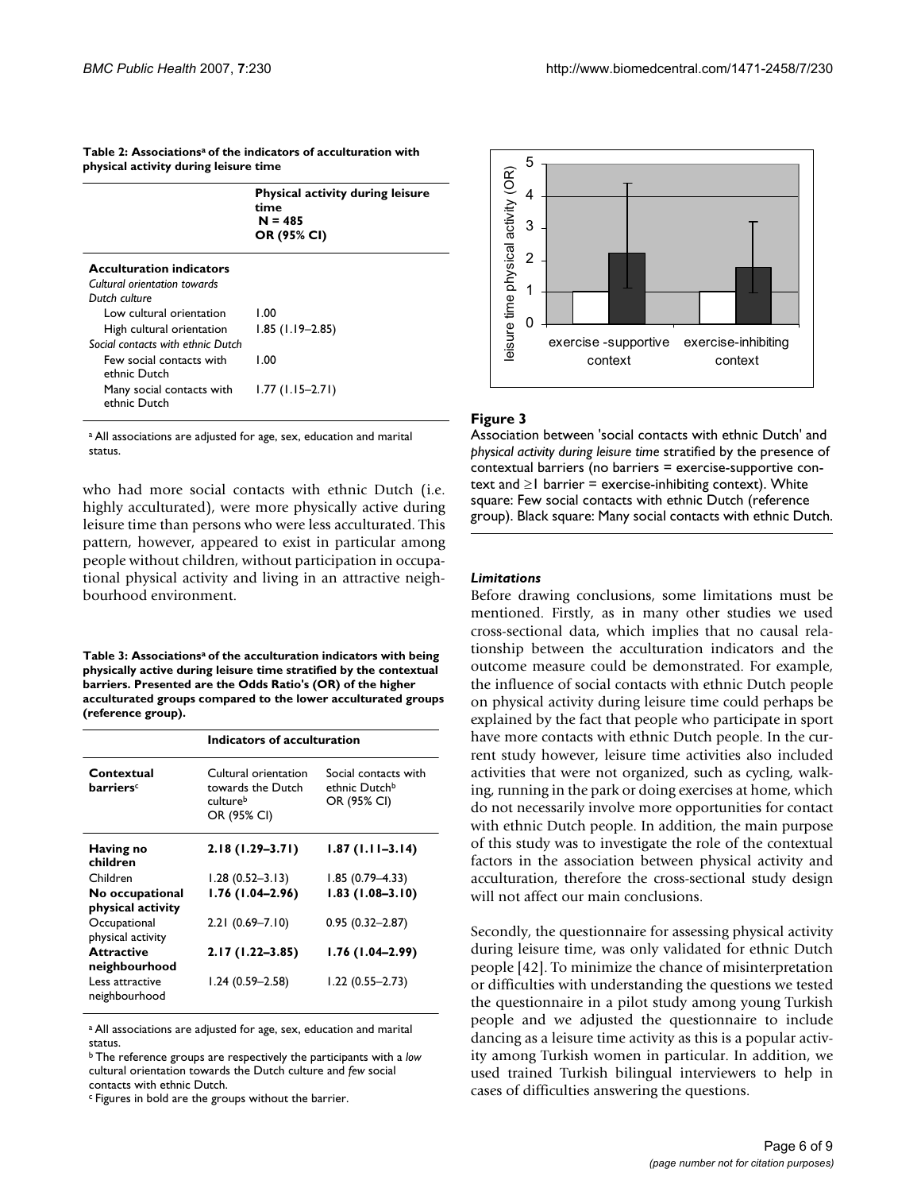**Table 2: Associations[a] of the indicators of acculturation with physical activity during leisure time**

| | Physical activity during leisure time N = 485 OR (95% CI) |
|---|---|
| **Acculturation indicators** | |
| *Cultural orientation towards Dutch culture* | |
| Low cultural orientation | 1.00 |
| High cultural orientation | 1.85 (1.19–2.85) |
| *Social contacts with ethnic Dutch* | |
| Few social contacts with ethnic Dutch | 1.00 |
| Many social contacts with ethnic Dutch | 1.77 (1.15–2.71) |

[a] All associations are adjusted for age, sex, education and marital status.

who had more social contacts with ethnic Dutch (i.e. highly acculturated), were more physically active during leisure time than persons who were less acculturated. This pattern, however, appeared to exist in particular among people without children, without participation in occupational physical activity and living in an attractive neighbourhood environment.

**Table 3: Associations[a] of the acculturation indicators with being physically active during leisure time stratified by the contextual barriers. Presented are the Odds Ratio's (OR) of the higher acculturated groups compared to the lower acculturated groups (reference group).**

| | Indicators of acculturation | |
|---|---|---|
| **Contextual barriers[c]** | Cultural orientation towards the Dutch culture[b] OR (95% CI) | Social contacts with ethnic Dutch[b] OR (95% CI) |
| **Having no children** | **2.18 (1.29–3.71)** | **1.87 (1.11–3.14)** |
| Children | 1.28 (0.52–3.13) | 1.85 (0.79–4.33) |
| **No occupational physical activity** | **1.76 (1.04–2.96)** | **1.83 (1.08–3.10)** |
| Occupational physical activity | 2.21 (0.69–7.10) | 0.95 (0.32–2.87) |
| **Attractive neighbourhood** | **2.17 (1.22–3.85)** | **1.76 (1.04–2.99)** |
| Less attractive neighbourhood | 1.24 (0.59–2.58) | 1.22 (0.55–2.73) |

[a] All associations are adjusted for age, sex, education and marital status.
[b] The reference groups are respectively the participants with a *low* cultural orientation towards the Dutch culture and *few* social contacts with ethnic Dutch.
[c] Figures in bold are the groups without the barrier.

**Figure 3**

Association between 'social contacts with ethnic Dutch' and *physical activity during leisure time* stratified by the presence of contextual barriers (no barriers = exercise-supportive context and ≥1 barrier = exercise-inhibiting context). White square: Few social contacts with ethnic Dutch (reference group). Black square: Many social contacts with ethnic Dutch.

### *Limitations*

Before drawing conclusions, some limitations must be mentioned. Firstly, as in many other studies we used cross-sectional data, which implies that no causal relationship between the acculturation indicators and the outcome measure could be demonstrated. For example, the influence of social contacts with ethnic Dutch people on physical activity during leisure time could perhaps be explained by the fact that people who participate in sport have more contacts with ethnic Dutch people. In the current study however, leisure time activities also included activities that were not organized, such as cycling, walking, running in the park or doing exercises at home, which do not necessarily involve more opportunities for contact with ethnic Dutch people. In addition, the main purpose of this study was to investigate the role of the contextual factors in the association between physical activity and acculturation, therefore the cross-sectional study design will not affect our main conclusions.

Secondly, the questionnaire for assessing physical activity during leisure time, was only validated for ethnic Dutch people [42]. To minimize the chance of misinterpretation or difficulties with understanding the questions we tested the questionnaire in a pilot study among young Turkish people and we adjusted the questionnaire to include dancing as a leisure time activity as this is a popular activity among Turkish women in particular. In addition, we used trained Turkish bilingual interviewers to help in cases of difficulties answering the questions.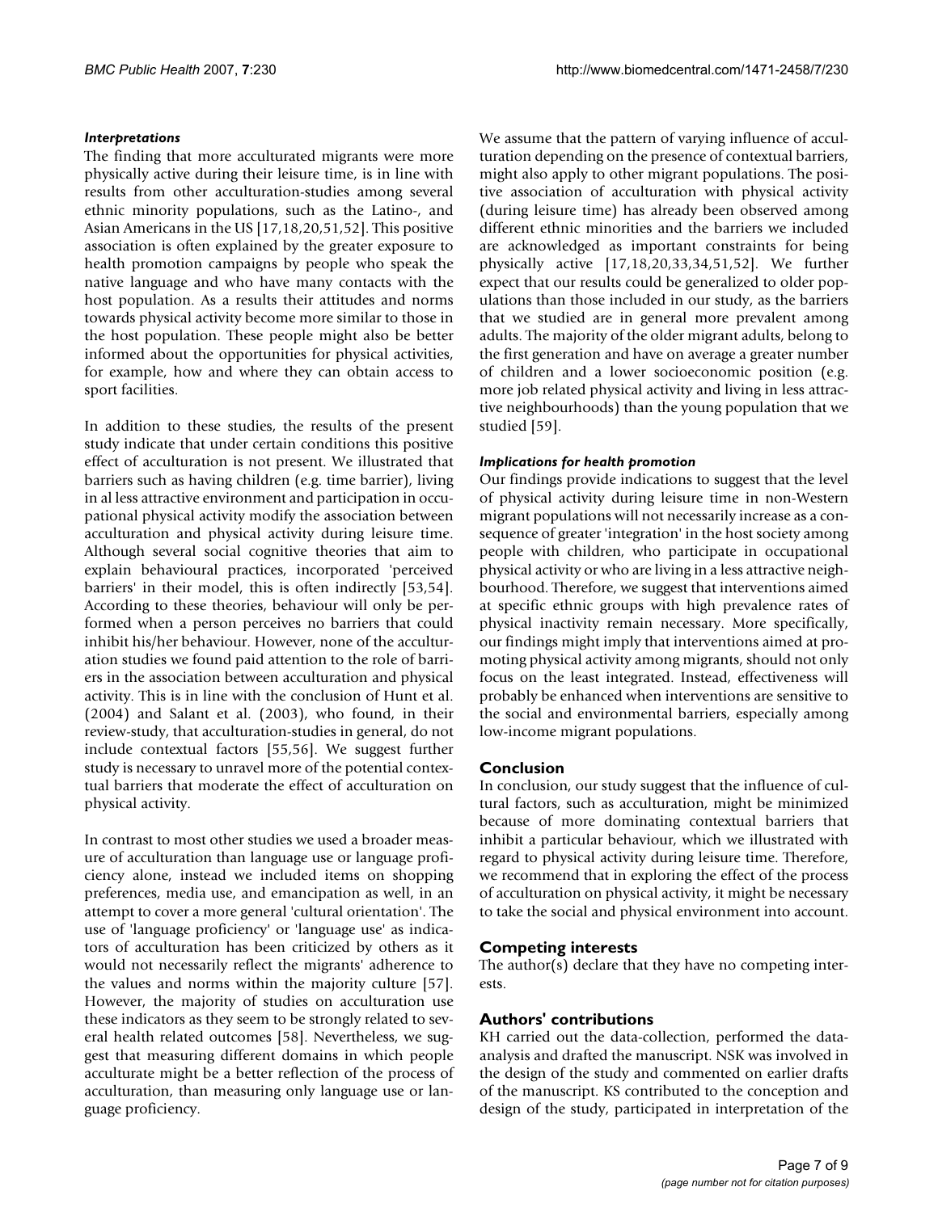### *Interpretations*

The finding that more acculturated migrants were more physically active during their leisure time, is in line with results from other acculturation-studies among several ethnic minority populations, such as the Latino-, and Asian Americans in the US [17,18,20,51,52]. This positive association is often explained by the greater exposure to health promotion campaigns by people who speak the native language and who have many contacts with the host population. As a results their attitudes and norms towards physical activity become more similar to those in the host population. These people might also be better informed about the opportunities for physical activities, for example, how and where they can obtain access to sport facilities.

In addition to these studies, the results of the present study indicate that under certain conditions this positive effect of acculturation is not present. We illustrated that barriers such as having children (e.g. time barrier), living in al less attractive environment and participation in occupational physical activity modify the association between acculturation and physical activity during leisure time. Although several social cognitive theories that aim to explain behavioural practices, incorporated 'perceived barriers' in their model, this is often indirectly [53,54]. According to these theories, behaviour will only be performed when a person perceives no barriers that could inhibit his/her behaviour. However, none of the acculturation studies we found paid attention to the role of barriers in the association between acculturation and physical activity. This is in line with the conclusion of Hunt et al. (2004) and Salant et al. (2003), who found, in their review-study, that acculturation-studies in general, do not include contextual factors [55,56]. We suggest further study is necessary to unravel more of the potential contextual barriers that moderate the effect of acculturation on physical activity.

In contrast to most other studies we used a broader measure of acculturation than language use or language proficiency alone, instead we included items on shopping preferences, media use, and emancipation as well, in an attempt to cover a more general 'cultural orientation'. The use of 'language proficiency' or 'language use' as indicators of acculturation has been criticized by others as it would not necessarily reflect the migrants' adherence to the values and norms within the majority culture [57]. However, the majority of studies on acculturation use these indicators as they seem to be strongly related to several health related outcomes [58]. Nevertheless, we suggest that measuring different domains in which people acculturate might be a better reflection of the process of acculturation, than measuring only language use or language proficiency.

We assume that the pattern of varying influence of acculturation depending on the presence of contextual barriers, might also apply to other migrant populations. The positive association of acculturation with physical activity (during leisure time) has already been observed among different ethnic minorities and the barriers we included are acknowledged as important constraints for being physically active [17,18,20,33,34,51,52]. We further expect that our results could be generalized to older populations than those included in our study, as the barriers that we studied are in general more prevalent among adults. The majority of the older migrant adults, belong to the first generation and have on average a greater number of children and a lower socioeconomic position (e.g. more job related physical activity and living in less attractive neighbourhoods) than the young population that we studied [59].

### *Implications for health promotion*

Our findings provide indications to suggest that the level of physical activity during leisure time in non-Western migrant populations will not necessarily increase as a consequence of greater 'integration' in the host society among people with children, who participate in occupational physical activity or who are living in a less attractive neighbourhood. Therefore, we suggest that interventions aimed at specific ethnic groups with high prevalence rates of physical inactivity remain necessary. More specifically, our findings might imply that interventions aimed at promoting physical activity among migrants, should not only focus on the least integrated. Instead, effectiveness will probably be enhanced when interventions are sensitive to the social and environmental barriers, especially among low-income migrant populations.

## Conclusion

In conclusion, our study suggest that the influence of cultural factors, such as acculturation, might be minimized because of more dominating contextual barriers that inhibit a particular behaviour, which we illustrated with regard to physical activity during leisure time. Therefore, we recommend that in exploring the effect of the process of acculturation on physical activity, it might be necessary to take the social and physical environment into account.

## Competing interests

The author(s) declare that they have no competing interests.

## Authors' contributions

KH carried out the data-collection, performed the data-analysis and drafted the manuscript. NSK was involved in the design of the study and commented on earlier drafts of the manuscript. KS contributed to the conception and design of the study, participated in interpretation of the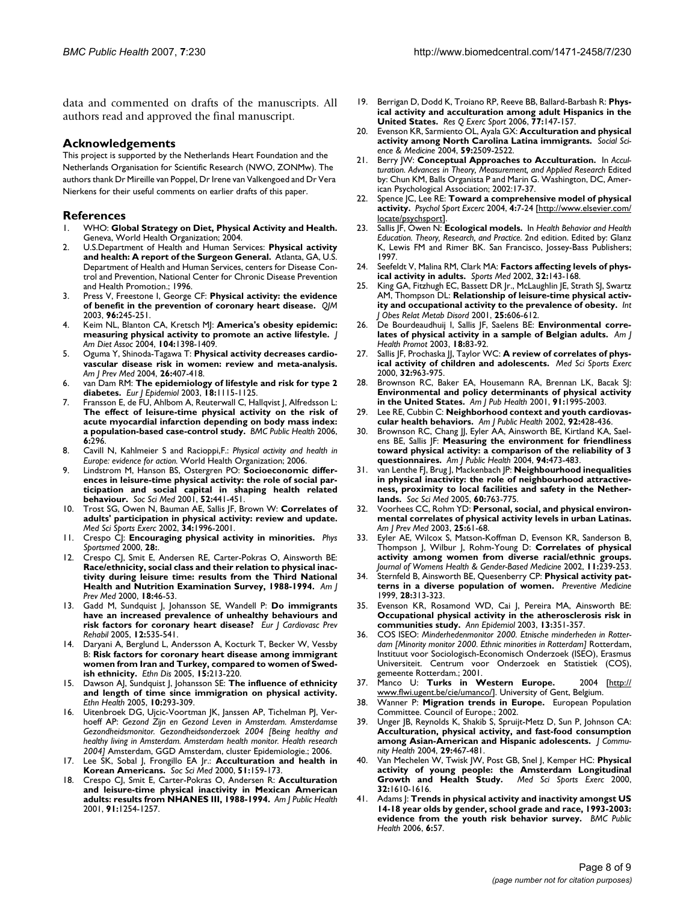data and commented on drafts of the manuscripts. All authors read and approved the final manuscript.

## Acknowledgements

This project is supported by the Netherlands Heart Foundation and the Netherlands Organisation for Scientific Research (NWO, ZONMw). The authors thank Dr Mireille van Poppel, Dr Irene van Valkengoed and Dr Vera Nierkens for their useful comments on earlier drafts of this paper.

## References

1. WHO: **Global Strategy on Diet, Physical Activity and Health.** Geneva, World Health Organization; 2004.
2. U.S.Department of Health and Human Services: **Physical activity and health: A report of the Surgeon General.** Atlanta, GA, U.S. Department of Health and Human Services, centers for Disease Control and Prevention, National Center for Chronic Disease Prevention and Health Promotion.; 1996.
3. Press V, Freestone I, George CF: **Physical activity: the evidence of benefit in the prevention of coronary heart disease.** *QJM* 2003, **96:**245-251.
4. Keim NL, Blanton CA, Kretsch MJ: **America's obesity epidemic: measuring physical activity to promote an active lifestyle.** *J Am Diet Assoc* 2004, **104:**1398-1409.
5. Oguma Y, Shinoda-Tagawa T: **Physical activity decreases cardiovascular disease risk in women: review and meta-analysis.** *Am J Prev Med* 2004, **26:**407-418.
6. van Dam RM: **The epidemiology of lifestyle and risk for type 2 diabetes.** *Eur J Epidemiol* 2003, **18:**1115-1125.
7. Fransson E, de FU, Ahlbom A, Reuterwall C, Hallqvist J, Alfredsson L: **The effect of leisure-time physical activity on the risk of acute myocardial infarction depending on body mass index: a population-based case-control study.** *BMC Public Health* 2006, **6:**296.
8. Cavill N, Kahlmeier S and Racioppi,F.: *Physical activity and health in Europe: evidence for action.* World Health Organization; 2006.
9. Lindstrom M, Hanson BS, Ostergren PO: **Socioeconomic differences in leisure-time physical activity: the role of social participation and social capital in shaping health related behaviour.** *Soc Sci Med* 2001, **52:**441-451.
10. Trost SG, Owen N, Bauman AE, Sallis JF, Brown W: **Correlates of adults' participation in physical activity: review and update.** *Med Sci Sports Exerc* 2002, **34:**1996-2001.
11. Crespo CJ: **Encouraging physical activity in minorities.** *Phys Sportsmed* 2000, **28:**.
12. Crespo CJ, Smit E, Andersen RE, Carter-Pokras O, Ainsworth BE: **Race/ethnicity, social class and their relation to physical inactivity during leisure time: results from the Third National Health and Nutrition Examination Survey, 1988-1994.** *Am J Prev Med* 2000, **18:**46-53.
13. Gadd M, Sundquist J, Johansson SE, Wandell P: **Do immigrants have an increased prevalence of unhealthy behaviours and risk factors for coronary heart disease?** *Eur J Cardiovasc Prev Rehabil* 2005, **12:**535-541.
14. Daryani A, Berglund L, Andersson A, Kocturk T, Becker W, Vessby B: **Risk factors for coronary heart disease among immigrant women from Iran and Turkey, compared to women of Swedish ethnicity.** *Ethn Dis* 2005, **15:**213-220.
15. Dawson AJ, Sundquist J, Johansson SE: **The influence of ethnicity and length of time since immigration on physical activity.** *Ethn Health* 2005, **10:**293-309.
16. Uitenbroek DG, Ujcic-Voortman JK, Janssen AP, Tichelman PJ, Verhoeff AP: *Gezond Zijn en Gezond Leven in Amsterdam. Amsterdamse Gezondheidsmonitor. Gezondheidsonderzoek 2004 [Being healthy and healthy living in Amsterdam. Amsterdam health monitor. Health research 2004]* Amsterdam, GGD Amsterdam, cluster Epidemiologie.; 2006.
17. Lee SK, Sobal J, Frongillo EA Jr.: **Acculturation and health in Korean Americans.** *Soc Sci Med* 2000, **51:**159-173.
18. Crespo CJ, Smit E, Carter-Pokras O, Andersen R: **Acculturation and leisure-time physical inactivity in Mexican American adults: results from NHANES III, 1988-1994.** *Am J Public Health* 2001, **91:**1254-1257.
19. Berrigan D, Dodd K, Troiano RP, Reeve BB, Ballard-Barbash R: **Physical activity and acculturation among adult Hispanics in the United States.** *Res Q Exerc Sport* 2006, **77:**147-157.
20. Evenson KR, Sarmiento OL, Ayala GX: **Acculturation and physical activity among North Carolina Latina immigrants.** *Social Science & Medicine* 2004, **59:**2509-2522.
21. Berry JW: **Conceptual Approaches to Acculturation.** In *Acculturation. Advances in Theory, Measurement, and Applied Research* Edited by: Chun KM, Balls Organista P and Marin G. Washington, DC, American Psychological Association; 2002:17-37.
22. Spence JC, Lee RE: **Toward a comprehensive model of physical activity.** *Psychol Sport Excerc* 2004, **4:**7-24 [http://www.elsevier.com/locate/psychsport].
23. Sallis JF, Owen N: **Ecological models.** In *Health Behavior and Health Education. Theory, Research, and Practice.* 2nd edition. Edited by: Glanz K, Lewis FM and Rimer BK. San Francisco, Jossey-Bass Publishers; 1997.
24. Seefeldt V, Malina RM, Clark MA: **Factors affecting levels of physical activity in adults.** *Sports Med* 2002, **32:**143-168.
25. King GA, Fitzhugh EC, Bassett DR Jr., McLaughlin JE, Strath SJ, Swartz AM, Thompson DL: **Relationship of leisure-time physical activity and occupational activity to the prevalence of obesity.** *Int J Obes Relat Metab Disord* 2001, **25:**606-612.
26. De Bourdeaudhuij I, Sallis JF, Saelens BE: **Environmental correlates of physical activity in a sample of Belgian adults.** *Am J Health Promot* 2003, **18:**83-92.
27. Sallis JF, Prochaska JJ, Taylor WC: **A review of correlates of physical activity of children and adolescents.** *Med Sci Sports Exerc* 2000, **32:**963-975.
28. Brownson RC, Baker EA, Housemann RA, Brennan LK, Bacak SJ: **Environmental and policy determinants of physical activity in the United States.** *Am J Pub Health* 2001, **91:**1995-2003.
29. Lee RE, Cubbin C: **Neighborhood context and youth cardiovascular health behaviors.** *Am J Public Health* 2002, **92:**428-436.
30. Brownson RC, Chang JJ, Eyler AA, Ainsworth BE, Kirtland KA, Saelens BE, Sallis JF: **Measuring the environment for friendliness toward physical activity: a comparison of the reliability of 3 questionnaires.** *Am J Public Health* 2004, **94:**473-483.
31. van Lenthe FJ, Brug J, Mackenbach JP: **Neighbourhood inequalities in physical inactivity: the role of neighbourhood attractiveness, proximity to local facilities and safety in the Netherlands.** *Soc Sci Med* 2005, **60:**763-775.
32. Voorhees CC, Rohm YD: **Personal, social, and physical environmental correlates of physical activity levels in urban Latinas.** *Am J Prev Med* 2003, **25:**61-68.
33. Eyler AE, Wilcox S, Matson-Koffman D, Evenson KR, Sanderson B, Thompson J, Wilbur J, Rohm-Young D: **Correlates of physical activity among women from diverse racial/ethnic groups.** *Journal of Womens Health & Gender-Based Medicine* 2002, **11:**239-253.
34. Sternfeld B, Ainsworth BE, Quesenberry CP: **Physical activity patterns in a diverse population of women.** *Preventive Medicine* 1999, **28:**313-323.
35. Evenson KR, Rosamond WD, Cai J, Pereira MA, Ainsworth BE: **Occupational physical activity in the atherosclerosis risk in communities study.** *Ann Epidemiol* 2003, **13:**351-357.
36. COS ISEO: *Minderhedenmonitor 2000. Etnische minderheden in Rotterdam [Minority monitor 2000. Ethnic minorities in Rotterdam]* Rotterdam, Instituut voor Sociologisch-Economisch Onderzoek (ISEO), Erasmus Universiteit. Centrum voor Onderzoek en Statistiek (COS), gemeente Rotterdam.; 2001.
37. Manco U: **Turks in Western Europe.** 2004 [http://www.flwi.ugent.be/cie/umanco/]. University of Gent, Belgium.
38. Wanner P: **Migration trends in Europe.** European Population Committee. Council of Europe.; 2002.
39. Unger JB, Reynolds K, Shakib S, Spruijt-Metz D, Sun P, Johnson CA: **Acculturation, physical activity, and fast-food consumption among Asian-American and Hispanic adolescents.** *J Community Health* 2004, **29:**467-481.
40. Van Mechelen W, Twisk JW, Post GB, Snel J, Kemper HC: **Physical activity of young people: the Amsterdam Longitudinal Growth and Health Study.** *Med Sci Sports Exerc* 2000, **32:**1610-1616.
41. Adams J: **Trends in physical activity and inactivity amongst US 14-18 year olds by gender, school grade and race, 1993-2003: evidence from the youth risk behavior survey.** *BMC Public Health* 2006, **6:**57.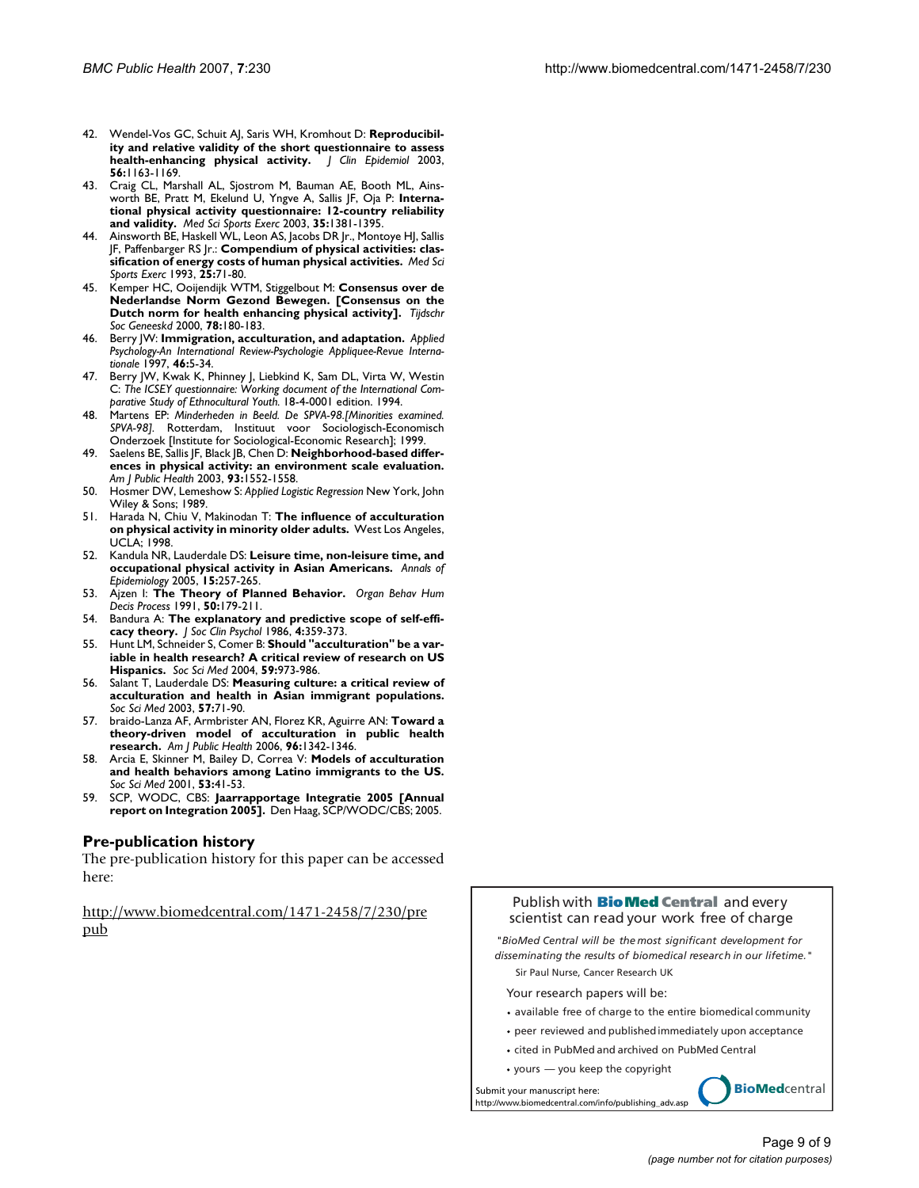42. Wendel-Vos GC, Schuit AJ, Saris WH, Kromhout D: **Reproducibility and relative validity of the short questionnaire to assess health-enhancing physical activity.** *J Clin Epidemiol* 2003, **56:**1163-1169.
43. Craig CL, Marshall AL, Sjostrom M, Bauman AE, Booth ML, Ainsworth BE, Pratt M, Ekelund U, Yngve A, Sallis JF, Oja P: **International physical activity questionnaire: 12-country reliability and validity.** *Med Sci Sports Exerc* 2003, **35:**1381-1395.
44. Ainsworth BE, Haskell WL, Leon AS, Jacobs DR Jr., Montoye HJ, Sallis JF, Paffenbarger RS Jr.: **Compendium of physical activities: classification of energy costs of human physical activities.** *Med Sci Sports Exerc* 1993, **25:**71-80.
45. Kemper HC, Ooijendijk WTM, Stiggelbout M: **Consensus over de Nederlandse Norm Gezond Bewegen. [Consensus on the Dutch norm for health enhancing physical activity].** *Tijdschr Soc Geneeskd* 2000, **78:**180-183.
46. Berry JW: **Immigration, acculturation, and adaptation.** *Applied Psychology-An International Review-Psychologie Appliquee-Revue Internationale* 1997, **46:**5-34.
47. Berry JW, Kwak K, Phinney J, Liebkind K, Sam DL, Virta W, Westin C: *The ICSEY questionnaire: Working document of the International Comparative Study of Ethnocultural Youth.* 18-4-0001 edition. 1994.
48. Martens EP: *Minderheden in Beeld. De SPVA-98.[Minorities examined. SPVA-98].* Rotterdam, Instituut voor Sociologisch-Economisch Onderzoek [Institute for Sociological-Economic Research]; 1999.
49. Saelens BE, Sallis JF, Black JB, Chen D: **Neighborhood-based differences in physical activity: an environment scale evaluation.** *Am J Public Health* 2003, **93:**1552-1558.
50. Hosmer DW, Lemeshow S: *Applied Logistic Regression* New York, John Wiley & Sons; 1989.
51. Harada N, Chiu V, Makinodan T: **The influence of acculturation on physical activity in minority older adults.** West Los Angeles, UCLA; 1998.
52. Kandula NR, Lauderdale DS: **Leisure time, non-leisure time, and occupational physical activity in Asian Americans.** *Annals of Epidemiology* 2005, **15:**257-265.
53. Ajzen I: **The Theory of Planned Behavior.** *Organ Behav Hum Decis Process* 1991, **50:**179-211.
54. Bandura A: **The explanatory and predictive scope of self-efficacy theory.** *J Soc Clin Psychol* 1986, **4:**359-373.
55. Hunt LM, Schneider S, Comer B: **Should "acculturation" be a variable in health research? A critical review of research on US Hispanics.** *Soc Sci Med* 2004, **59:**973-986.
56. Salant T, Lauderdale DS: **Measuring culture: a critical review of acculturation and health in Asian immigrant populations.** *Soc Sci Med* 2003, **57:**71-90.
57. braido-Lanza AF, Armbrister AN, Florez KR, Aguirre AN: **Toward a theory-driven model of acculturation in public health research.** *Am J Public Health* 2006, **96:**1342-1346.
58. Arcia E, Skinner M, Bailey D, Correa V: **Models of acculturation and health behaviors among Latino immigrants to the US.** *Soc Sci Med* 2001, **53:**41-53.
59. SCP, WODC, CBS: **Jaarrapportage Integratie 2005 [Annual report on Integration 2005].** Den Haag, SCP/WODC/CBS; 2005.

## Pre-publication history

The pre-publication history for this paper can be accessed here:

http://www.biomedcentral.com/1471-2458/7/230/prepub

Publish with **BioMed Central** and every scientist can read your work free of charge

*"BioMed Central will be the most significant development for disseminating the results of biomedical research in our lifetime."*
Sir Paul Nurse, Cancer Research UK

Your research papers will be:

- available free of charge to the entire biomedical community
- peer reviewed and published immediately upon acceptance
- cited in PubMed and archived on PubMed Central
- yours — you keep the copyright

Submit your manuscript here:
http://www.biomedcentral.com/info/publishing_adv.asp

BioMedcentral